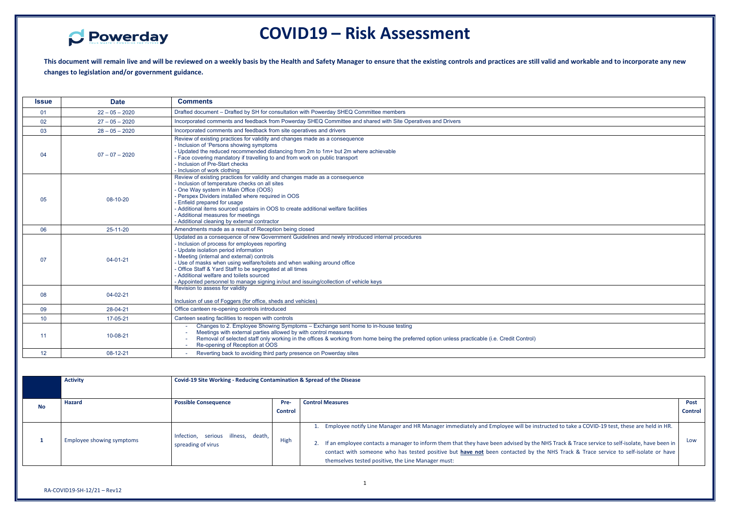Powerday

# COVID19 – Risk Assessment

**This document will remain live and will be reviewed on a weekly basis by the Health and Safety Manager to ensure that the existing controls and practices are still valid and workable and to incorporate any new changes to legislation and/or government guidance.**

| Issue | Date | Comments |
|---|---|---|
| 01 | 22 – 05 – 2020 | Drafted document – Drafted by SH for consultation with Powerday SHEQ Committee members |
| 02 | 27 – 05 – 2020 | Incorporated comments and feedback from Powerday SHEQ Committee and shared with Site Operatives and Drivers |
| 03 | 28 – 05 – 2020 | Incorporated comments and feedback from site operatives and drivers |
| 04 | 07 – 07 – 2020 | Review of existing practices for validity and changes made as a consequence<br>- Inclusion of 'Persons showing symptoms<br>- Updated the reduced recommended distancing from 2m to 1m+ but 2m where achievable<br>- Face covering mandatory if travelling to and from work on public transport<br>- Inclusion of Pre-Start checks<br>- Inclusion of work clothing |
| 05 | 08-10-20 | Review of existing practices for validity and changes made as a consequence<br>- Inclusion of temperature checks on all sites<br>- One Way system in Main Office (OOS)<br>- Perspex Dividers installed where required in OOS<br>- Enfield prepared for usage<br>- Additional items sourced upstairs in OOS to create additional welfare facilities<br>- Additional measures for meetings<br>- Additional cleaning by external contractor |
| 06 | 25-11-20 | Amendments made as a result of Reception being closed |
| 07 | 04-01-21 | Updated as a consequence of new Government Guidelines and newly introduced internal procedures<br>- Inclusion of process for employees reporting<br>- Update isolation period information<br>- Meeting (internal and external) controls<br>- Use of masks when using welfare/toilets and when walking around office<br>- Office Staff & Yard Staff to be segregated at all times<br>- Additional welfare and toilets sourced<br>- Appointed personnel to manage signing in/out and issuing/collection of vehicle keys |
| 08 | 04-02-21 | Revision to assess for validity<br><br>Inclusion of use of Foggers (for office, sheds and vehicles) |
| 09 | 28-04-21 | Office canteen re-opening controls introduced |
| 10 | 17-05-21 | Canteen seating facilities to reopen with controls |
| 11 | 10-08-21 | - Changes to 2. Employee Showing Symptoms – Exchange sent home to in-house testing<br>- Meetings with external parties allowed by with control measures<br>- Removal of selected staff only working in the offices & working from home being the preferred option unless practicable (i.e. Credit Control)<br>- Re-opening of Reception at OOS |
| 12 | 08-12-21 | - Reverting back to avoiding third party presence on Powerday sites |

| | **Activity** | **Covid-19 Site Working - Reducing Contamination & Spread of the Disease** | | | |
|---|---|---|---|---|---|
| **No** | **Hazard** | **Possible Consequence** | **Pre-Control** | **Control Measures** | **Post Control** |
| **1** | Employee showing symptoms | Infection, serious illness, death, spreading of virus | High | 1. Employee notify Line Manager and HR Manager immediately and Employee will be instructed to take a COVID-19 test, these are held in HR.<br><br>2. If an employee contacts a manager to inform them that they have been advised by the NHS Track & Trace service to self-isolate, have been in contact with someone who has tested positive but **have not** been contacted by the NHS Track & Trace service to self-isolate or have themselves tested positive, the Line Manager must: | Low |

RA-COVID19-SH-12/21 – Rev12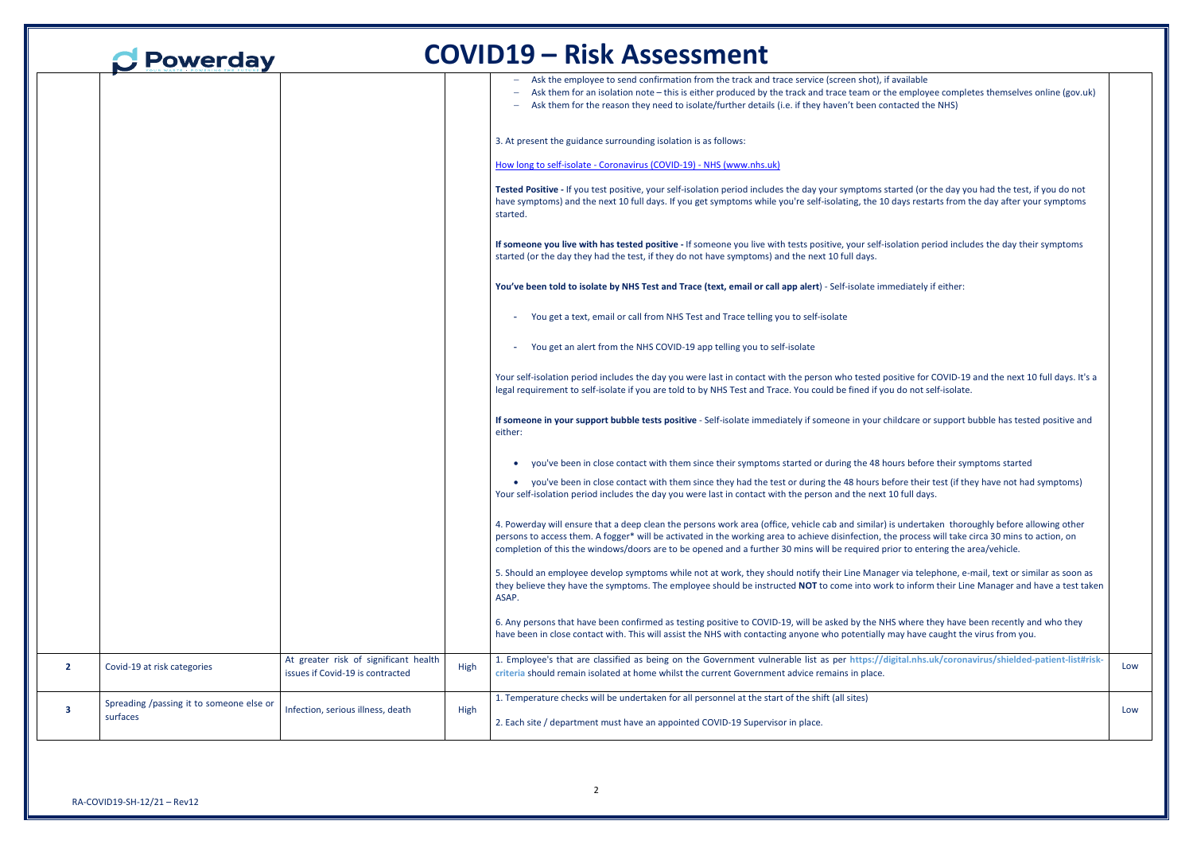# COVID19 – Risk Assessment

| | | | | | |
|---|---|---|---|---|---|
| | | | | – Ask the employee to send confirmation from the track and trace service (screen shot), if available<br>– Ask them for an isolation note – this is either produced by the track and trace team or the employee completes themselves online (gov.uk)<br>– Ask them for the reason they need to isolate/further details (i.e. if they haven't been contacted the NHS)<br><br>3. At present the guidance surrounding isolation is as follows:<br><br>How long to self-isolate - Coronavirus (COVID-19) - NHS (www.nhs.uk)<br><br>**Tested Positive -** If you test positive, your self-isolation period includes the day your symptoms started (or the day you had the test, if you do not have symptoms) and the next 10 full days. If you get symptoms while you're self-isolating, the 10 days restarts from the day after your symptoms started.<br><br>**If someone you live with has tested positive -** If someone you live with tests positive, your self-isolation period includes the day their symptoms started (or the day they had the test, if they do not have symptoms) and the next 10 full days.<br><br>**You've been told to isolate by NHS Test and Trace (text, email or call app alert**) - Self-isolate immediately if either:<br><br>- You get a text, email or call from NHS Test and Trace telling you to self-isolate<br>- You get an alert from the NHS COVID-19 app telling you to self-isolate<br><br>Your self-isolation period includes the day you were last in contact with the person who tested positive for COVID-19 and the next 10 full days. It's a legal requirement to self-isolate if you are told to by NHS Test and Trace. You could be fined if you do not self-isolate.<br><br>**If someone in your support bubble tests positive** - Self-isolate immediately if someone in your childcare or support bubble has tested positive and either:<br><br>• you've been in close contact with them since their symptoms started or during the 48 hours before their symptoms started<br>• you've been in close contact with them since they had the test or during the 48 hours before their test (if they have not had symptoms)<br>Your self-isolation period includes the day you were last in contact with the person and the next 10 full days.<br><br>4. Powerday will ensure that a deep clean the persons work area (office, vehicle cab and similar) is undertaken thoroughly before allowing other persons to access them. A fogger* will be activated in the working area to achieve disinfection, the process will take circa 30 mins to action, on completion of this the windows/doors are to be opened and a further 30 mins will be required prior to entering the area/vehicle.<br><br>5. Should an employee develop symptoms while not at work, they should notify their Line Manager via telephone, e-mail, text or similar as soon as they believe they have the symptoms. The employee should be instructed **NOT** to come into work to inform their Line Manager and have a test taken ASAP.<br><br>6. Any persons that have been confirmed as testing positive to COVID-19, will be asked by the NHS where they have been recently and who they have been in close contact with. This will assist the NHS with contacting anyone who potentially may have caught the virus from you. | |
| **2** | Covid-19 at risk categories | At greater risk of significant health issues if Covid-19 is contracted | High | 1. Employee's that are classified as being on the Government vulnerable list as per https://digital.nhs.uk/coronavirus/shielded-patient-list#risk-criteria should remain isolated at home whilst the current Government advice remains in place. | Low |
| **3** | Spreading /passing it to someone else or surfaces | Infection, serious illness, death | High | 1. Temperature checks will be undertaken for all personnel at the start of the shift (all sites)<br><br>2. Each site / department must have an appointed COVID-19 Supervisor in place. | Low |

RA-COVID19-SH-12/21 – Rev12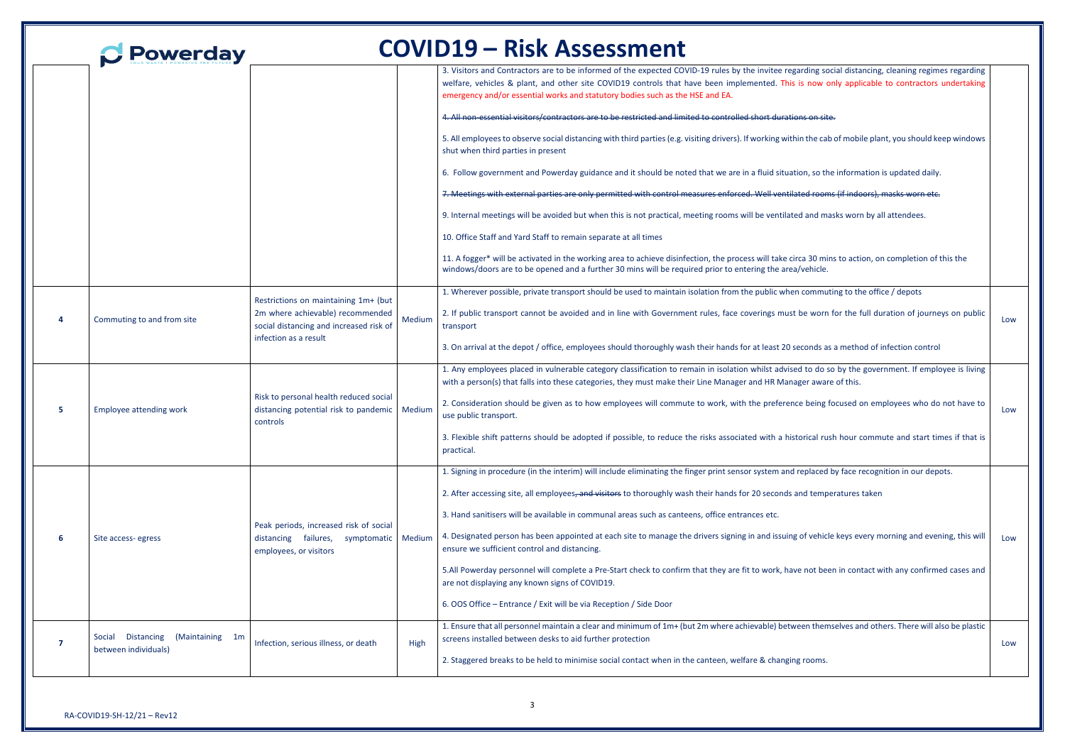# COVID19 – Risk Assessment

| | | | | | |
|---|---|---|---|---|---|
| | | | | 3. Visitors and Contractors are to be informed of the expected COVID-19 rules by the invitee regarding social distancing, cleaning regimes regarding welfare, vehicles & plant, and other site COVID19 controls that have been implemented. This is now only applicable to contractors undertaking emergency and/or essential works and statutory bodies such as the HSE and EA.<br><br>~~4. All non-essential visitors/contractors are to be restricted and limited to controlled short durations on site.~~<br><br>5. All employees to observe social distancing with third parties (e.g. visiting drivers). If working within the cab of mobile plant, you should keep windows shut when third parties in present<br><br>6. Follow government and Powerday guidance and it should be noted that we are in a fluid situation, so the information is updated daily.<br><br>~~7. Meetings with external parties are only permitted with control measures enforced. Well ventilated rooms (if indoors), masks worn etc.~~<br><br>9. Internal meetings will be avoided but when this is not practical, meeting rooms will be ventilated and masks worn by all attendees.<br><br>10. Office Staff and Yard Staff to remain separate at all times<br><br>11. A fogger* will be activated in the working area to achieve disinfection, the process will take circa 30 mins to action, on completion of this the windows/doors are to be opened and a further 30 mins will be required prior to entering the area/vehicle. | |
| 4 | Commuting to and from site | Restrictions on maintaining 1m+ (but 2m where achievable) recommended social distancing and increased risk of infection as a result | Medium | 1. Wherever possible, private transport should be used to maintain isolation from the public when commuting to the office / depots<br><br>2. If public transport cannot be avoided and in line with Government rules, face coverings must be worn for the full duration of journeys on public transport<br><br>3. On arrival at the depot / office, employees should thoroughly wash their hands for at least 20 seconds as a method of infection control | Low |
| 5 | Employee attending work | Risk to personal health reduced social distancing potential risk to pandemic controls | Medium | 1. Any employees placed in vulnerable category classification to remain in isolation whilst advised to do so by the government. If employee is living with a person(s) that falls into these categories, they must make their Line Manager and HR Manager aware of this.<br><br>2. Consideration should be given as to how employees will commute to work, with the preference being focused on employees who do not have to use public transport.<br><br>3. Flexible shift patterns should be adopted if possible, to reduce the risks associated with a historical rush hour commute and start times if that is practical. | Low |
| 6 | Site access- egress | Peak periods, increased risk of social distancing failures, symptomatic employees, or visitors | Medium | 1. Signing in procedure (in the interim) will include eliminating the finger print sensor system and replaced by face recognition in our depots.<br><br>2. After accessing site, all employees~~, and visitors~~ to thoroughly wash their hands for 20 seconds and temperatures taken<br><br>3. Hand sanitisers will be available in communal areas such as canteens, office entrances etc.<br><br>4. Designated person has been appointed at each site to manage the drivers signing in and issuing of vehicle keys every morning and evening, this will ensure we sufficient control and distancing.<br><br>5.All Powerday personnel will complete a Pre-Start check to confirm that they are fit to work, have not been in contact with any confirmed cases and are not displaying any known signs of COVID19.<br><br>6. OOS Office – Entrance / Exit will be via Reception / Side Door | Low |
| 7 | Social Distancing (Maintaining 1m between individuals) | Infection, serious illness, or death | High | 1. Ensure that all personnel maintain a clear and minimum of 1m+ (but 2m where achievable) between themselves and others. There will also be plastic screens installed between desks to aid further protection<br><br>2. Staggered breaks to be held to minimise social contact when in the canteen, welfare & changing rooms. | Low |

RA-COVID19-SH-12/21 – Rev12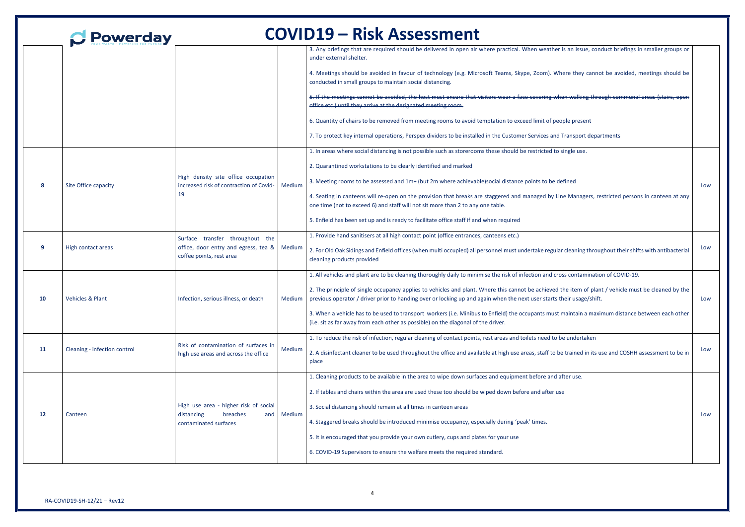# COVID19 – Risk Assessment

| | | | | | |
|---|---|---|---|---|---|
| | | | | 3. Any briefings that are required should be delivered in open air where practical. When weather is an issue, conduct briefings in smaller groups or under external shelter.<br><br>4. Meetings should be avoided in favour of technology (e.g. Microsoft Teams, Skype, Zoom). Where they cannot be avoided, meetings should be conducted in small groups to maintain social distancing.<br><br>~~5. If the meetings cannot be avoided, the host must ensure that visitors wear a face covering when walking through communal areas (stairs, open office etc.) until they arrive at the designated meeting room.~~<br><br>6. Quantity of chairs to be removed from meeting rooms to avoid temptation to exceed limit of people present<br><br>7. To protect key internal operations, Perspex dividers to be installed in the Customer Services and Transport departments | |
| 8 | Site Office capacity | High density site office occupation increased risk of contraction of Covid-19 | Medium | 1. In areas where social distancing is not possible such as storerooms these should be restricted to single use.<br><br>2. Quarantined workstations to be clearly identified and marked<br><br>3. Meeting rooms to be assessed and 1m+ (but 2m where achievable)social distance points to be defined<br><br>4. Seating in canteens will re-open on the provision that breaks are staggered and managed by Line Managers, restricted persons in canteen at any one time (not to exceed 6) and staff will not sit more than 2 to any one table.<br><br>5. Enfield has been set up and is ready to facilitate office staff if and when required | Low |
| 9 | High contact areas | Surface transfer throughout the office, door entry and egress, tea & coffee points, rest area | Medium | 1. Provide hand sanitisers at all high contact point (office entrances, canteens etc.)<br><br>2. For Old Oak Sidings and Enfield offices (when multi occupied) all personnel must undertake regular cleaning throughout their shifts with antibacterial cleaning products provided | Low |
| 10 | Vehicles & Plant | Infection, serious illness, or death | Medium | 1. All vehicles and plant are to be cleaning thoroughly daily to minimise the risk of infection and cross contamination of COVID-19.<br><br>2. The principle of single occupancy applies to vehicles and plant. Where this cannot be achieved the item of plant / vehicle must be cleaned by the previous operator / driver prior to handing over or locking up and again when the next user starts their usage/shift.<br><br>3. When a vehicle has to be used to transport workers (i.e. Minibus to Enfield) the occupants must maintain a maximum distance between each other (i.e. sit as far away from each other as possible) on the diagonal of the driver. | Low |
| 11 | Cleaning - infection control | Risk of contamination of surfaces in high use areas and across the office | Medium | 1. To reduce the risk of infection, regular cleaning of contact points, rest areas and toilets need to be undertaken<br><br>2. A disinfectant cleaner to be used throughout the office and available at high use areas, staff to be trained in its use and COSHH assessment to be in place | Low |
| 12 | Canteen | High use area - higher risk of social distancing breaches and contaminated surfaces | Medium | 1. Cleaning products to be available in the area to wipe down surfaces and equipment before and after use.<br><br>2. If tables and chairs within the area are used these too should be wiped down before and after use<br><br>3. Social distancing should remain at all times in canteen areas<br><br>4. Staggered breaks should be introduced minimise occupancy, especially during 'peak' times.<br><br>5. It is encouraged that you provide your own cutlery, cups and plates for your use<br><br>6. COVID-19 Supervisors to ensure the welfare meets the required standard. | Low |

RA-COVID19-SH-12/21 – Rev12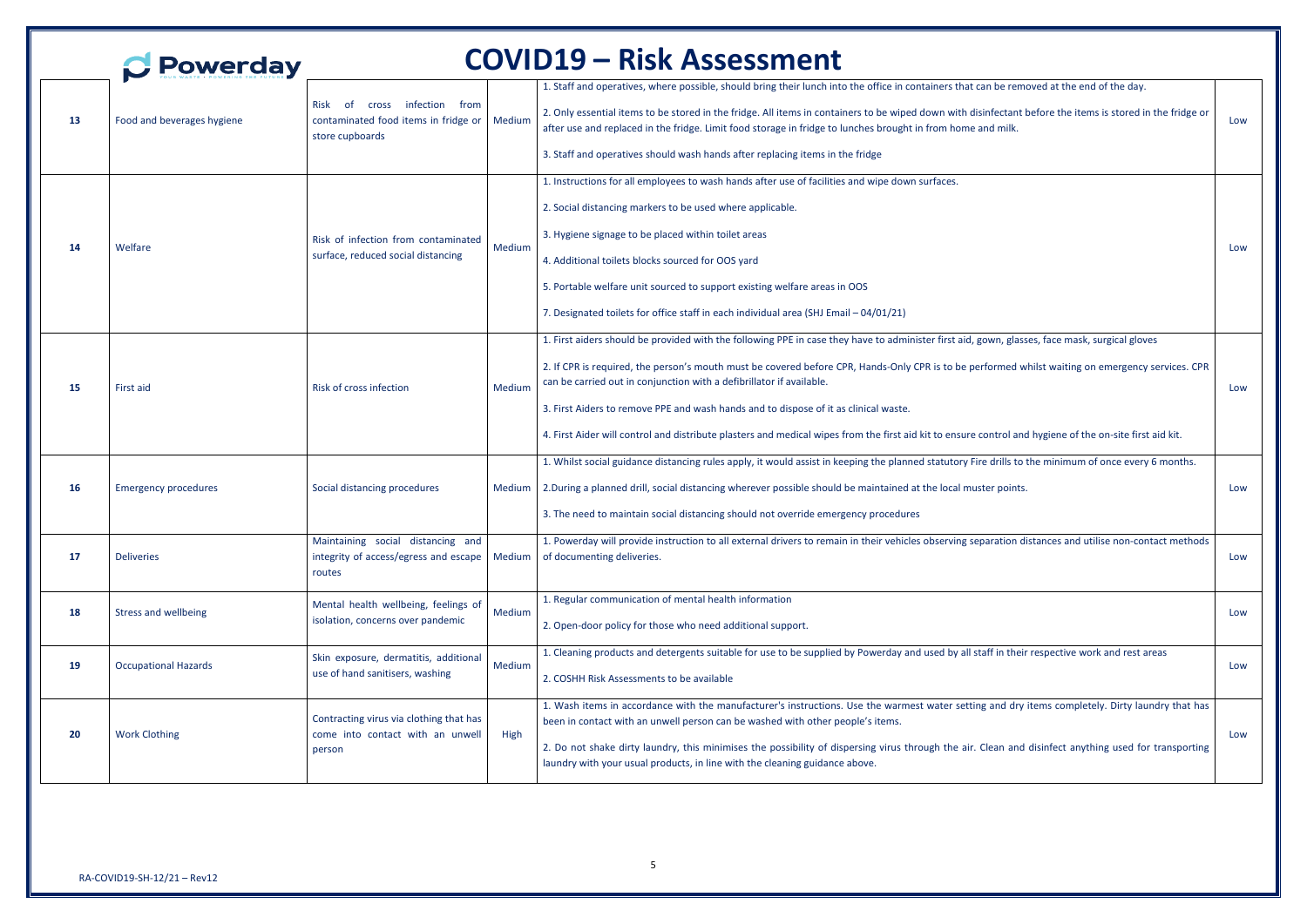# COVID19 – Risk Assessment

| | | | | | |
|---|---|---|---|---|---|
| 13 | Food and beverages hygiene | Risk of cross infection from contaminated food items in fridge or store cupboards | Medium | 1. Staff and operatives, where possible, should bring their lunch into the office in containers that can be removed at the end of the day.<br><br>2. Only essential items to be stored in the fridge. All items in containers to be wiped down with disinfectant before the items is stored in the fridge or after use and replaced in the fridge. Limit food storage in fridge to lunches brought in from home and milk.<br><br>3. Staff and operatives should wash hands after replacing items in the fridge | Low |
| 14 | Welfare | Risk of infection from contaminated surface, reduced social distancing | Medium | 1. Instructions for all employees to wash hands after use of facilities and wipe down surfaces.<br><br>2. Social distancing markers to be used where applicable.<br><br>3. Hygiene signage to be placed within toilet areas<br><br>4. Additional toilets blocks sourced for OOS yard<br><br>5. Portable welfare unit sourced to support existing welfare areas in OOS<br><br>7. Designated toilets for office staff in each individual area (SHJ Email – 04/01/21) | Low |
| 15 | First aid | Risk of cross infection | Medium | 1. First aiders should be provided with the following PPE in case they have to administer first aid, gown, glasses, face mask, surgical gloves<br><br>2. If CPR is required, the person's mouth must be covered before CPR, Hands-Only CPR is to be performed whilst waiting on emergency services. CPR can be carried out in conjunction with a defibrillator if available.<br><br>3. First Aiders to remove PPE and wash hands and to dispose of it as clinical waste.<br><br>4. First Aider will control and distribute plasters and medical wipes from the first aid kit to ensure control and hygiene of the on-site first aid kit. | Low |
| 16 | Emergency procedures | Social distancing procedures | Medium | 1. Whilst social guidance distancing rules apply, it would assist in keeping the planned statutory Fire drills to the minimum of once every 6 months.<br><br>2.During a planned drill, social distancing wherever possible should be maintained at the local muster points.<br><br>3. The need to maintain social distancing should not override emergency procedures | Low |
| 17 | Deliveries | Maintaining social distancing and integrity of access/egress and escape routes | Medium | 1. Powerday will provide instruction to all external drivers to remain in their vehicles observing separation distances and utilise non-contact methods of documenting deliveries. | Low |
| 18 | Stress and wellbeing | Mental health wellbeing, feelings of isolation, concerns over pandemic | Medium | 1. Regular communication of mental health information<br><br>2. Open-door policy for those who need additional support. | Low |
| 19 | Occupational Hazards | Skin exposure, dermatitis, additional use of hand sanitisers, washing | Medium | 1. Cleaning products and detergents suitable for use to be supplied by Powerday and used by all staff in their respective work and rest areas<br><br>2. COSHH Risk Assessments to be available | Low |
| 20 | Work Clothing | Contracting virus via clothing that has come into contact with an unwell person | High | 1. Wash items in accordance with the manufacturer's instructions. Use the warmest water setting and dry items completely. Dirty laundry that has been in contact with an unwell person can be washed with other people's items.<br><br>2. Do not shake dirty laundry, this minimises the possibility of dispersing virus through the air. Clean and disinfect anything used for transporting laundry with your usual products, in line with the cleaning guidance above. | Low |

RA-COVID19-SH-12/21 – Rev12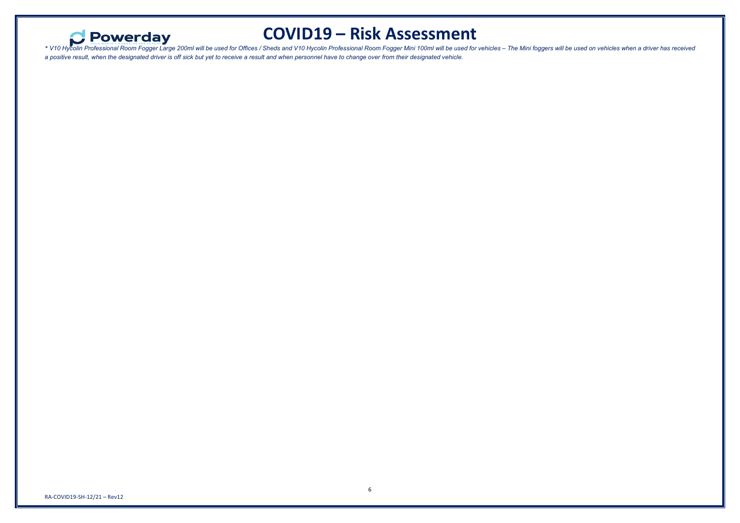*\* V10 Hycolin Professional Room Fogger Large 200ml will be used for Offices / Sheds and V10 Hycolin Professional Room Fogger Mini 100ml will be used for vehicles – The Mini foggers will be used on vehicles when a driver has received a positive result, when the designated driver is off sick but yet to receive a result and when personnel have to change over from their designated vehicle.*